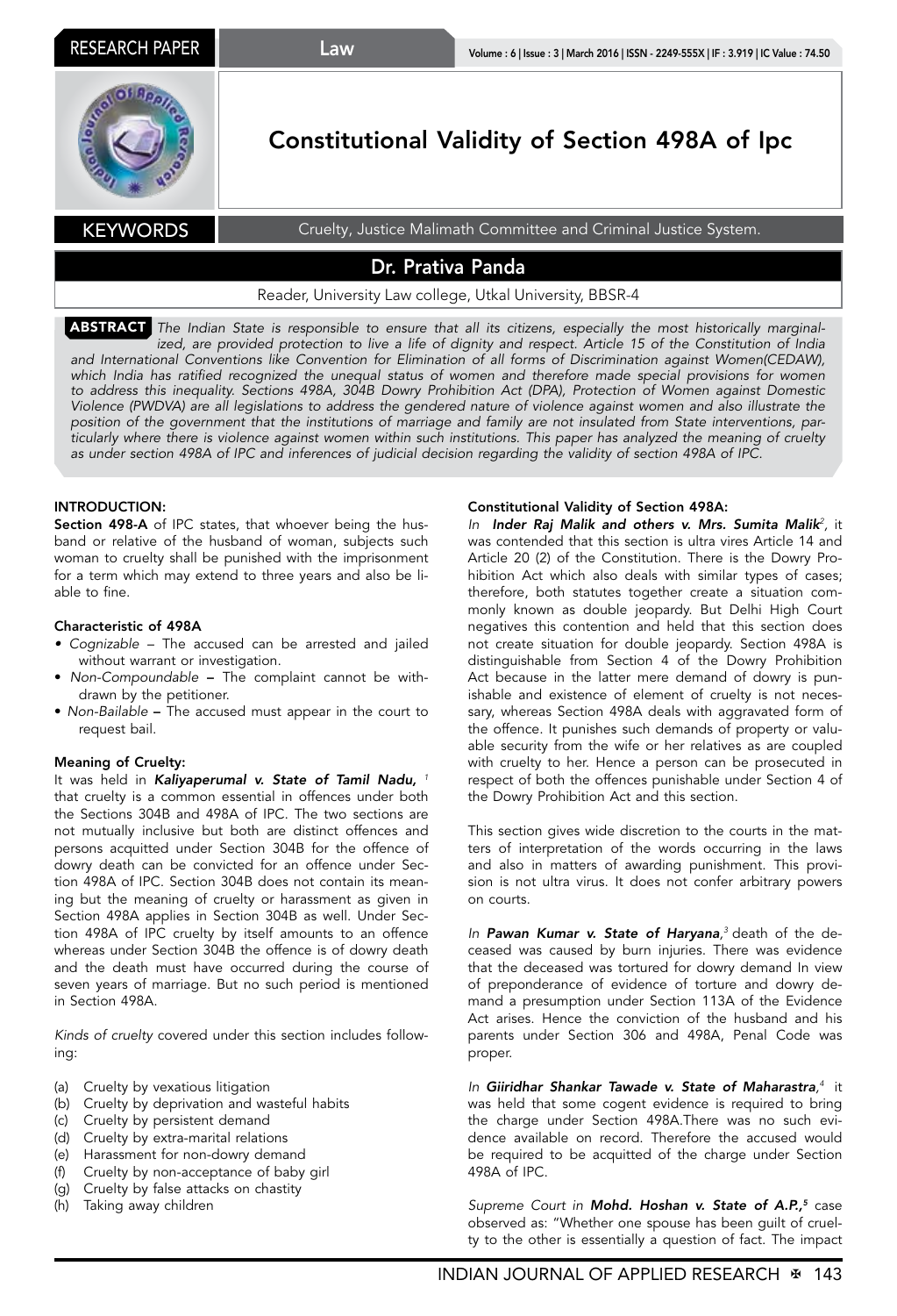RESEARCH PAPER

Law

# Constitutional Validity of Section 498A of Ipc

**KEYWORDS** Cruelty, Justice Malimath Committee and Criminal Justice System.

## Dr. Prativa Panda

Reader, University Law college, Utkal University, BBSR-4

**ABSTRACT** *The Indian State is responsible to ensure that all its citizens, especially the most historically marginalized, are provided protection to live a life of dignity and respect. Article 15 of the Constitution of India and International Conventions like Convention for Elimination of all forms of Discrimination against Women(CEDAW), which India has ratified recognized the unequal status of women and therefore made special provisions for women to address this inequality. Sections 498A, 304B Dowry Prohibition Act (DPA), Protection of Women against Domestic Violence (PWDVA) are all legislations to address the gendered nature of violence against women and also illustrate the position of the government that the institutions of marriage and family are not insulated from State interventions, particularly where there is violence against women within such institutions. This paper has analyzed the meaning of cruelty as under section 498A of IPC and inferences of judicial decision regarding the validity of section 498A of IPC.*

### INTRODUCTION:

**Section 498-A** of IPC states, that whoever being the husband or relative of the husband of woman, subjects such woman to cruelty shall be punished with the imprisonment for a term which may extend to three years and also be liable to fine.

### Characteristic of 498A

- *Cognizable* – The accused can be arrested and jailed without warrant or investigation.
- *Non-Compoundable* – The complaint cannot be withdrawn by the petitioner.
- *Non-Bailable* – The accused must appear in the court to request bail.

### Meaning of Cruelty:

It was held in ***Kaliyaperumal v. State of Tamil Nadu,*** [1] that cruelty is a common essential in offences under both the Sections 304B and 498A of IPC. The two sections are not mutually inclusive but both are distinct offences and persons acquitted under Section 304B for the offence of dowry death can be convicted for an offence under Section 498A of IPC. Section 304B does not contain its meaning but the meaning of cruelty or harassment as given in Section 498A applies in Section 304B as well. Under Section 498A of IPC cruelty by itself amounts to an offence whereas under Section 304B the offence is of dowry death and the death must have occurred during the course of seven years of marriage. But no such period is mentioned in Section 498A.

*Kinds of cruelty* covered under this section includes following:

(a) Cruelty by vexatious litigation
(b) Cruelty by deprivation and wasteful habits
(c) Cruelty by persistent demand
(d) Cruelty by extra-marital relations
(e) Harassment for non-dowry demand
(f) Cruelty by non-acceptance of baby girl
(g) Cruelty by false attacks on chastity
(h) Taking away children

### Constitutional Validity of Section 498A:

*In* ***Inder Raj Malik and others v. Mrs. Sumita Malik***[2], it was contended that this section is ultra vires Article 14 and Article 20 (2) of the Constitution. There is the Dowry Prohibition Act which also deals with similar types of cases; therefore, both statutes together create a situation commonly known as double jeopardy. But Delhi High Court negatives this contention and held that this section does not create situation for double jeopardy. Section 498A is distinguishable from Section 4 of the Dowry Prohibition Act because in the latter mere demand of dowry is punishable and existence of element of cruelty is not necessary, whereas Section 498A deals with aggravated form of the offence. It punishes such demands of property or valuable security from the wife or her relatives as are coupled with cruelty to her. Hence a person can be prosecuted in respect of both the offences punishable under Section 4 of the Dowry Prohibition Act and this section.

This section gives wide discretion to the courts in the matters of interpretation of the words occurring in the laws and also in matters of awarding punishment. This provision is not ultra virus. It does not confer arbitrary powers on courts.

*In* ***Pawan Kumar v. State of Haryana***,[3] death of the deceased was caused by burn injuries. There was evidence that the deceased was tortured for dowry demand In view of preponderance of evidence of torture and dowry demand a presumption under Section 113A of the Evidence Act arises. Hence the conviction of the husband and his parents under Section 306 and 498A, Penal Code was proper.

*In* ***Giiridhar Shankar Tawade v. State of Maharastra***,[4] it was held that some cogent evidence is required to bring the charge under Section 498A.There was no such evidence available on record. Therefore the accused would be required to be acquitted of the charge under Section 498A of IPC.

*Supreme Court in* ***Mohd. Hoshan v. State of A.P.,***[5] case observed as: "Whether one spouse has been guilt of cruelty to the other is essentially a question of fact. The impact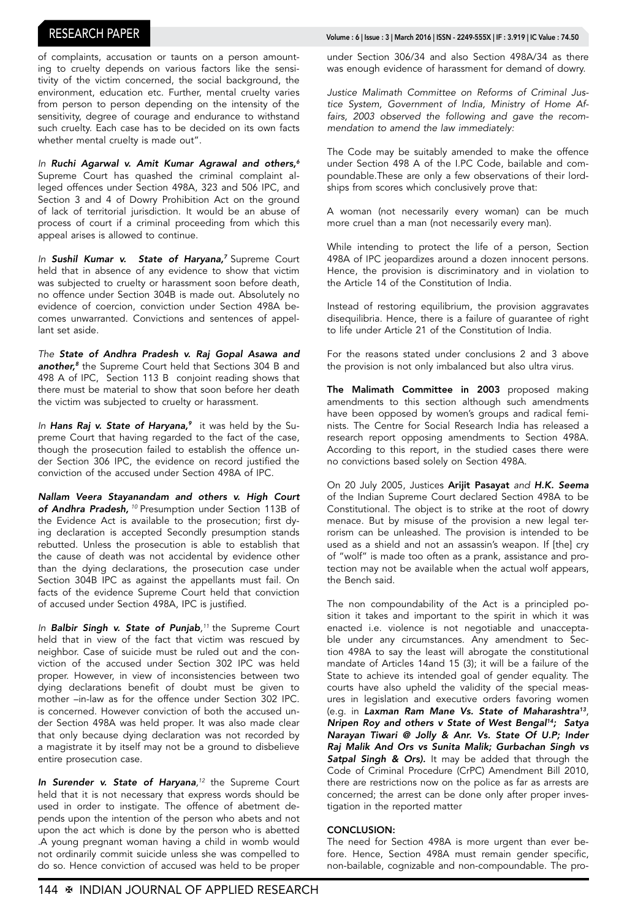of complaints, accusation or taunts on a person amounting to cruelty depends on various factors like the sensitivity of the victim concerned, the social background, the environment, education etc. Further, mental cruelty varies from person to person depending on the intensity of the sensitivity, degree of courage and endurance to withstand such cruelty. Each case has to be decided on its own facts whether mental cruelty is made out".

*In* ***Ruchi Agarwal v. Amit Kumar Agrawal and others,***[6] Supreme Court has quashed the criminal complaint alleged offences under Section 498A, 323 and 506 IPC, and Section 3 and 4 of Dowry Prohibition Act on the ground of lack of territorial jurisdiction. It would be an abuse of process of court if a criminal proceeding from which this appeal arises is allowed to continue.

*In* ***Sushil Kumar v. State of Haryana,***[7] Supreme Court held that in absence of any evidence to show that victim was subjected to cruelty or harassment soon before death, no offence under Section 304B is made out. Absolutely no evidence of coercion, conviction under Section 498A becomes unwarranted. Convictions and sentences of appellant set aside.

*The* ***State of Andhra Pradesh v. Raj Gopal Asawa and another,***[8] the Supreme Court held that Sections 304 B and 498 A of IPC, Section 113 B conjoint reading shows that there must be material to show that soon before her death the victim was subjected to cruelty or harassment.

*In* ***Hans Raj v. State of Haryana,***[9] it was held by the Supreme Court that having regarded to the fact of the case, though the prosecution failed to establish the offence under Section 306 IPC, the evidence on record justified the conviction of the accused under Section 498A of IPC.

***Nallam Veera Stayanandam and others v. High Court of Andhra Pradesh,*** [10] Presumption under Section 113B of the Evidence Act is available to the prosecution; first dying declaration is accepted Secondly presumption stands rebutted. Unless the prosecution is able to establish that the cause of death was not accidental by evidence other than the dying declarations, the prosecution case under Section 304B IPC as against the appellants must fail. On facts of the evidence Supreme Court held that conviction of accused under Section 498A, IPC is justified.

*In* ***Balbir Singh v. State of Punjab***,[11] the Supreme Court held that in view of the fact that victim was rescued by neighbor. Case of suicide must be ruled out and the conviction of the accused under Section 302 IPC was held proper. However, in view of inconsistencies between two dying declarations benefit of doubt must be given to mother –in-law as for the offence under Section 302 IPC. is concerned. However conviction of both the accused under Section 498A was held proper. It was also made clear that only because dying declaration was not recorded by a magistrate it by itself may not be a ground to disbelieve entire prosecution case.

***In Surender v. State of Haryana***,[12] the Supreme Court held that it is not necessary that express words should be used in order to instigate. The offence of abetment depends upon the intention of the person who abets and not upon the act which is done by the person who is abetted .A young pregnant woman having a child in womb would not ordinarily commit suicide unless she was compelled to do so. Hence conviction of accused was held to be proper under Section 306/34 and also Section 498A/34 as there was enough evidence of harassment for demand of dowry.

*Justice Malimath Committee on Reforms of Criminal Justice System, Government of India, Ministry of Home Affairs, 2003 observed the following and gave the recommendation to amend the law immediately:*

The Code may be suitably amended to make the offence under Section 498 A of the I.PC Code, bailable and compoundable.These are only a few observations of their lordships from scores which conclusively prove that:

A woman (not necessarily every woman) can be much more cruel than a man (not necessarily every man).

While intending to protect the life of a person, Section 498A of IPC jeopardizes around a dozen innocent persons. Hence, the provision is discriminatory and in violation to the Article 14 of the Constitution of India.

Instead of restoring equilibrium, the provision aggravates disequilibria. Hence, there is a failure of guarantee of right to life under Article 21 of the Constitution of India.

For the reasons stated under conclusions 2 and 3 above the provision is not only imbalanced but also ultra virus.

**The Malimath Committee in 2003** proposed making amendments to this section although such amendments have been opposed by women's groups and radical feminists. The Centre for Social Research India has released a research report opposing amendments to Section 498A. According to this report, in the studied cases there were no convictions based solely on Section 498A.

On 20 July 2005, Justices **Arijit Pasayat** *and* ***H.K. Seema*** of the Indian Supreme Court declared Section 498A to be Constitutional. The object is to strike at the root of dowry menace. But by misuse of the provision a new legal terrorism can be unleashed. The provision is intended to be used as a shield and not an assassin's weapon. If [the] cry of "wolf" is made too often as a prank, assistance and protection may not be available when the actual wolf appears, the Bench said.

The non compoundability of the Act is a principled position it takes and important to the spirit in which it was enacted i.e. violence is not negotiable and unacceptable under any circumstances. Any amendment to Section 498A to say the least will abrogate the constitutional mandate of Articles 14and 15 (3); it will be a failure of the State to achieve its intended goal of gender equality. The courts have also upheld the validity of the special measures in legislation and executive orders favoring women (e.g. in ***Laxman Ram Mane Vs. State of Maharashtra***[13], ***Nripen Roy and others v State of West Bengal***[14]***; Satya Narayan Tiwari @ Jolly & Anr. Vs. State Of U.P; Inder Raj Malik And Ors vs Sunita Malik; Gurbachan Singh vs Satpal Singh & Ors).*** It may be added that through the Code of Criminal Procedure (CrPC) Amendment Bill 2010, there are restrictions now on the police as far as arrests are concerned; the arrest can be done only after proper investigation in the reported matter

**CONCLUSION:**

The need for Section 498A is more urgent than ever before. Hence, Section 498A must remain gender specific, non-bailable, cognizable and non-compoundable. The pro-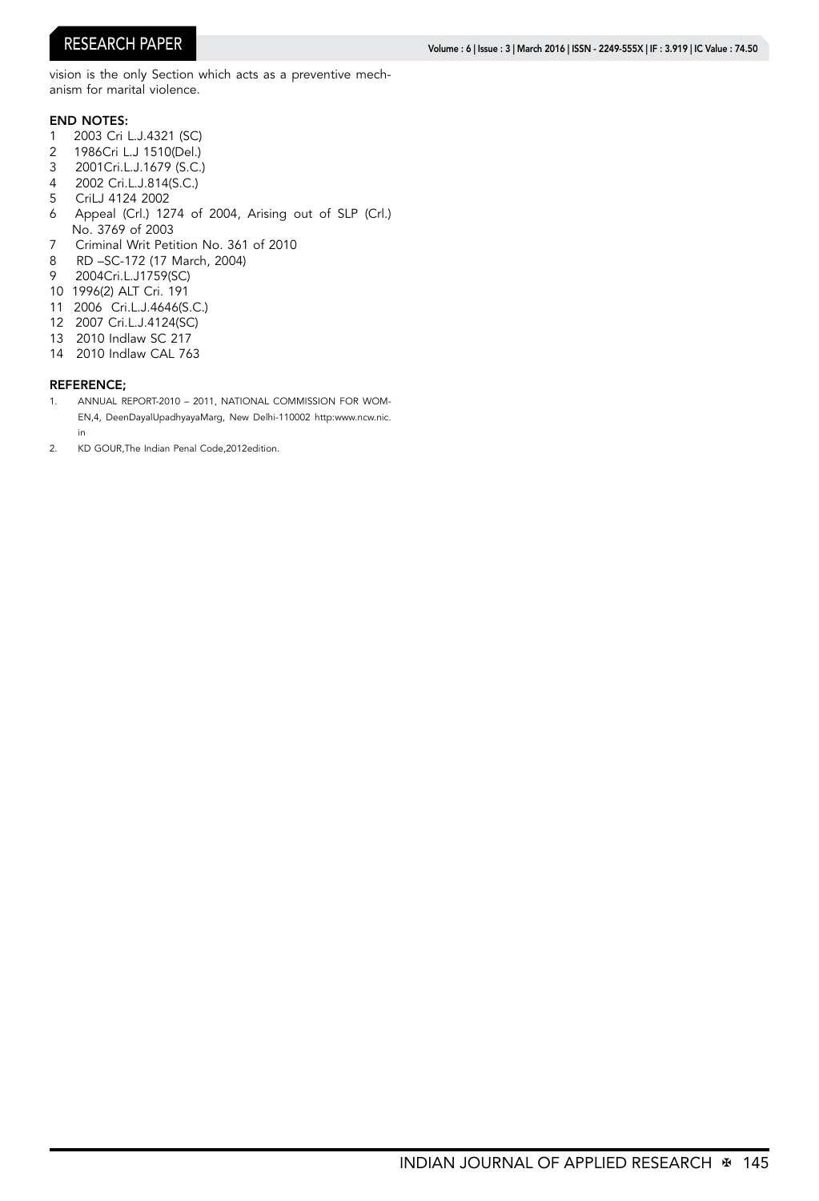vision is the only Section which acts as a preventive mechanism for marital violence.

### END NOTES:

1. 2003 Cri L.J.4321 (SC)
2. 1986Cri L.J 1510(Del.)
3. 2001Cri.L.J.1679 (S.C.)
4. 2002 Cri.L.J.814(S.C.)
5. CriLJ 4124 2002
6. Appeal (Crl.) 1274 of 2004, Arising out of SLP (Crl.) No. 3769 of 2003
7. Criminal Writ Petition No. 361 of 2010
8. RD –SC-172 (17 March, 2004)
9. 2004Cri.L.J1759(SC)
10. 1996(2) ALT Cri. 191
11. 2006 Cri.L.J.4646(S.C.)
12. 2007 Cri.L.J.4124(SC)
13. 2010 Indlaw SC 217
14. 2010 Indlaw CAL 763

### REFERENCE;

1. ANNUAL REPORT-2010 – 2011, NATIONAL COMMISSION FOR WOMEN,4, DeenDayalUpadhyayaMarg, New Delhi-110002 http:www.ncw.nic.in
2. KD GOUR,The Indian Penal Code,2012edition.